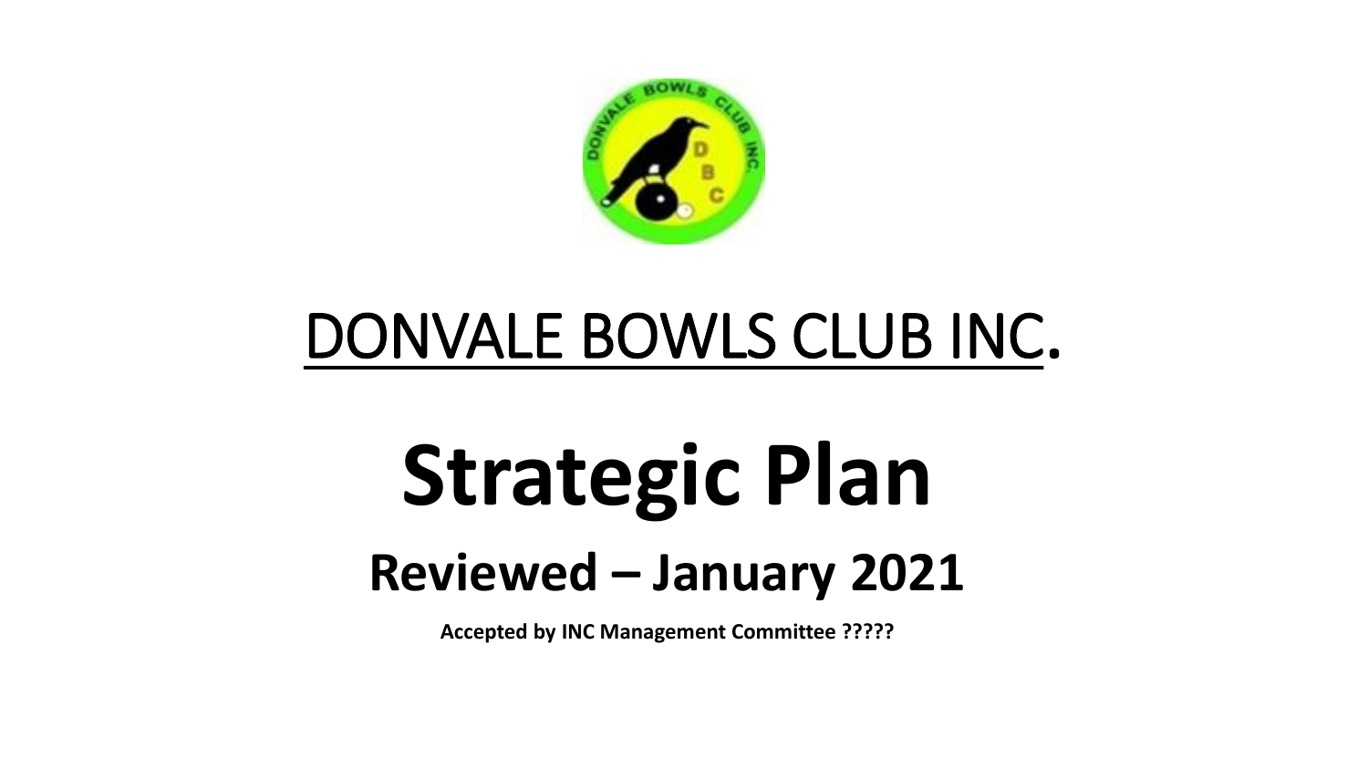# DONVALE BOWLS CLUB INC.

# Strategic Plan

## Reviewed – January 2021

**Accepted by INC Management Committee ?????**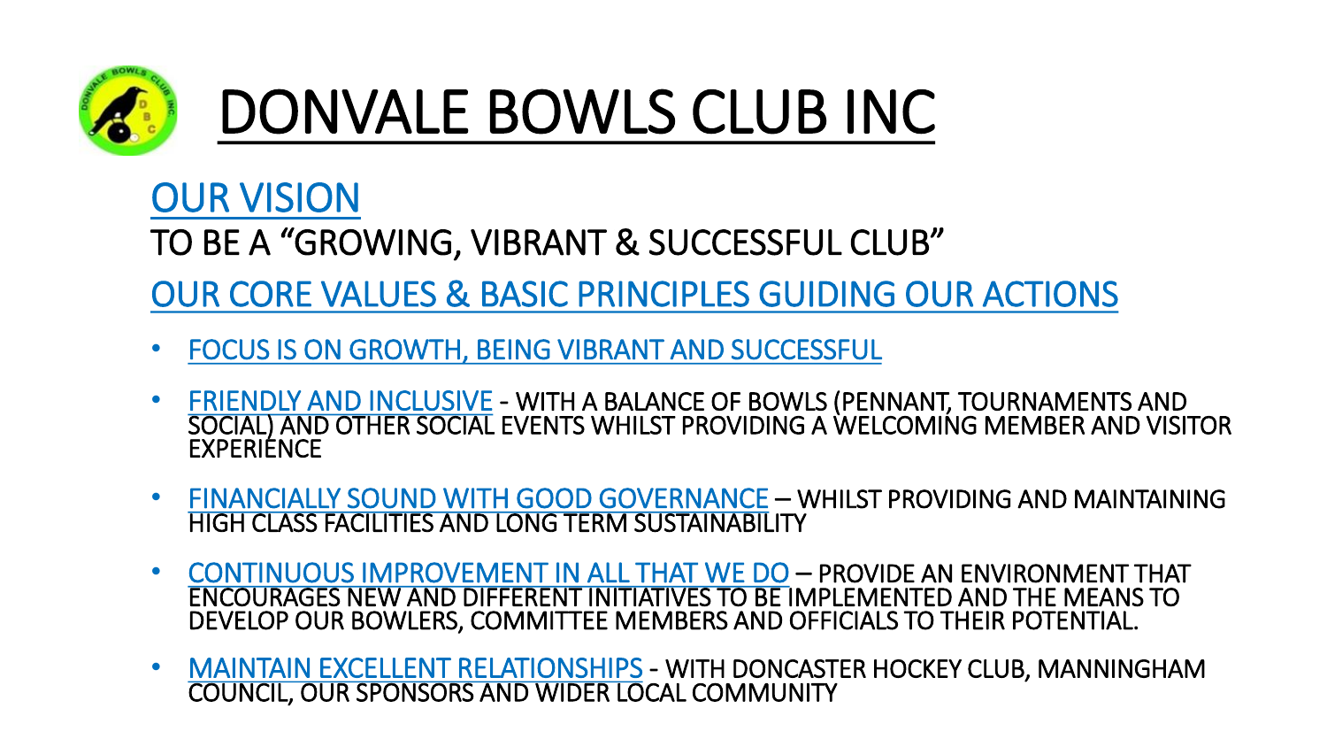# DONVALE BOWLS CLUB INC

## OUR VISION

TO BE A "GROWING, VIBRANT & SUCCESSFUL CLUB"

## OUR CORE VALUES & BASIC PRINCIPLES GUIDING OUR ACTIONS

- FOCUS IS ON GROWTH, BEING VIBRANT AND SUCCESSFUL
- FRIENDLY AND INCLUSIVE - WITH A BALANCE OF BOWLS (PENNANT, TOURNAMENTS AND SOCIAL) AND OTHER SOCIAL EVENTS WHILST PROVIDING A WELCOMING MEMBER AND VISITOR EXPERIENCE
- FINANCIALLY SOUND WITH GOOD GOVERNANCE – WHILST PROVIDING AND MAINTAINING HIGH CLASS FACILITIES AND LONG TERM SUSTAINABILITY
- CONTINUOUS IMPROVEMENT IN ALL THAT WE DO – PROVIDE AN ENVIRONMENT THAT ENCOURAGES NEW AND DIFFERENT INITIATIVES TO BE IMPLEMENTED AND THE MEANS TO DEVELOP OUR BOWLERS, COMMITTEE MEMBERS AND OFFICIALS TO THEIR POTENTIAL.
- MAINTAIN EXCELLENT RELATIONSHIPS - WITH DONCASTER HOCKEY CLUB, MANNINGHAM COUNCIL, OUR SPONSORS AND WIDER LOCAL COMMUNITY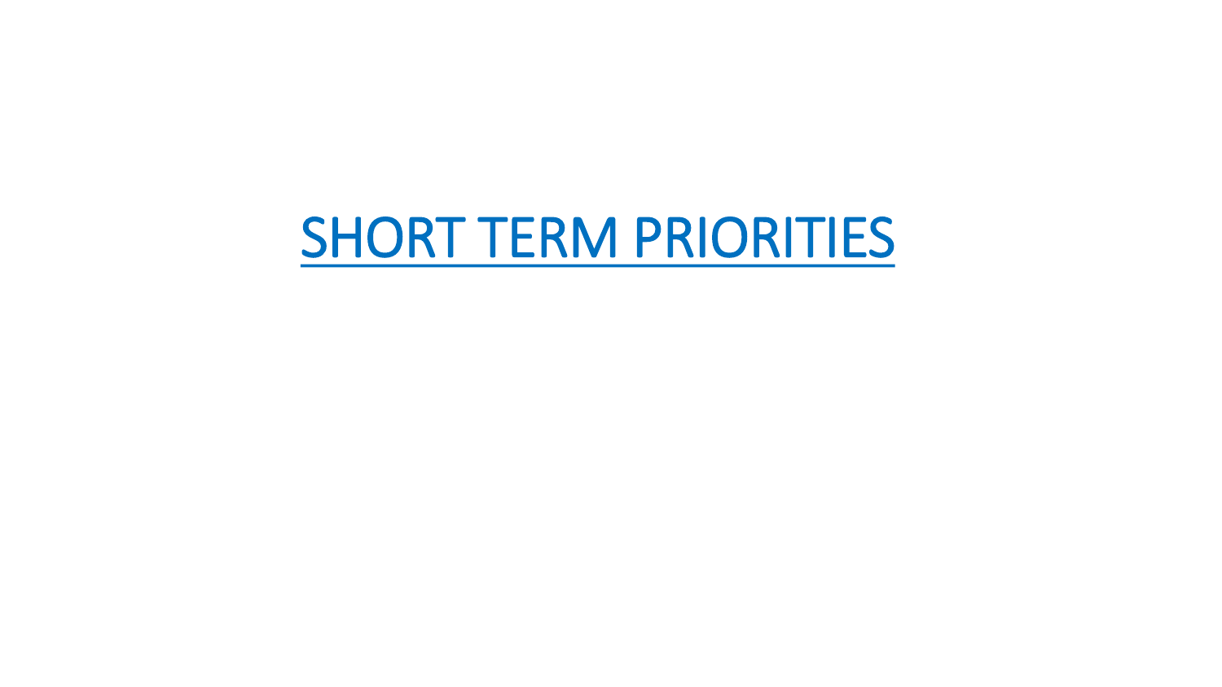# SHORT TERM PRIORITIES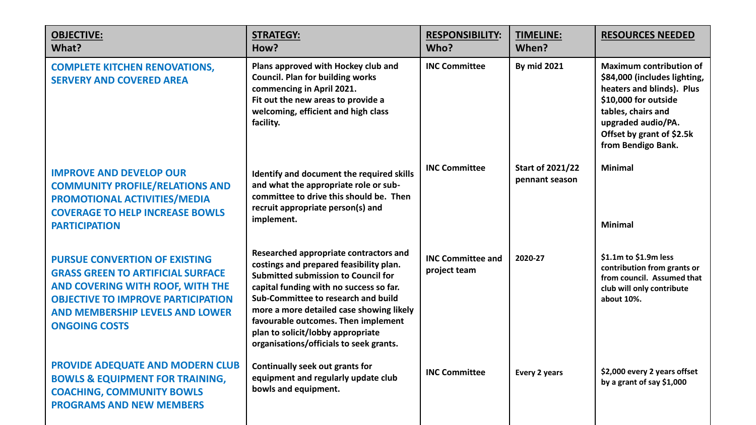| OBJECTIVE: What? | STRATEGY: How? | RESPONSIBILITY: Who? | TIMELINE: When? | RESOURCES NEEDED |
|---|---|---|---|---|
| COMPLETE KITCHEN RENOVATIONS, SERVERY AND COVERED AREA | Plans approved with Hockey club and Council. Plan for building works commencing in April 2021. Fit out the new areas to provide a welcoming, efficient and high class facility. | INC Committee | By mid 2021 | Maximum contribution of $84,000 (includes lighting, heaters and blinds). Plus $10,000 for outside tables, chairs and upgraded audio/PA. Offset by grant of $2.5k from Bendigo Bank. |
| IMPROVE AND DEVELOP OUR COMMUNITY PROFILE/RELATIONS AND PROMOTIONAL ACTIVITIES/MEDIA COVERAGE TO HELP INCREASE BOWLS PARTICIPATION | Identify and document the required skills and what the appropriate role or sub-committee to drive this should be. Then recruit appropriate person(s) and implement. | INC Committee | Start of 2021/22 pennant season | Minimal<br><br>Minimal |
| PURSUE CONVERTION OF EXISTING GRASS GREEN TO ARTIFICIAL SURFACE AND COVERING WITH ROOF, WITH THE OBJECTIVE TO IMPROVE PARTICIPATION AND MEMBERSHIP LEVELS AND LOWER ONGOING COSTS | Researched appropriate contractors and costings and prepared feasibility plan. Submitted submission to Council for capital funding with no success so far. Sub-Committee to research and build more a more detailed case showing likely favourable outcomes. Then implement plan to solicit/lobby appropriate organisations/officials to seek grants. | INC Committee and project team | 2020-27 | $1.1m to $1.9m less contribution from grants or from council. Assumed that club will only contribute about 10%. |
| PROVIDE ADEQUATE AND MODERN CLUB BOWLS & EQUIPMENT FOR TRAINING, COACHING, COMMUNITY BOWLS PROGRAMS AND NEW MEMBERS | Continually seek out grants for equipment and regularly update club bowls and equipment. | INC Committee | Every 2 years | $2,000 every 2 years offset by a grant of say $1,000 |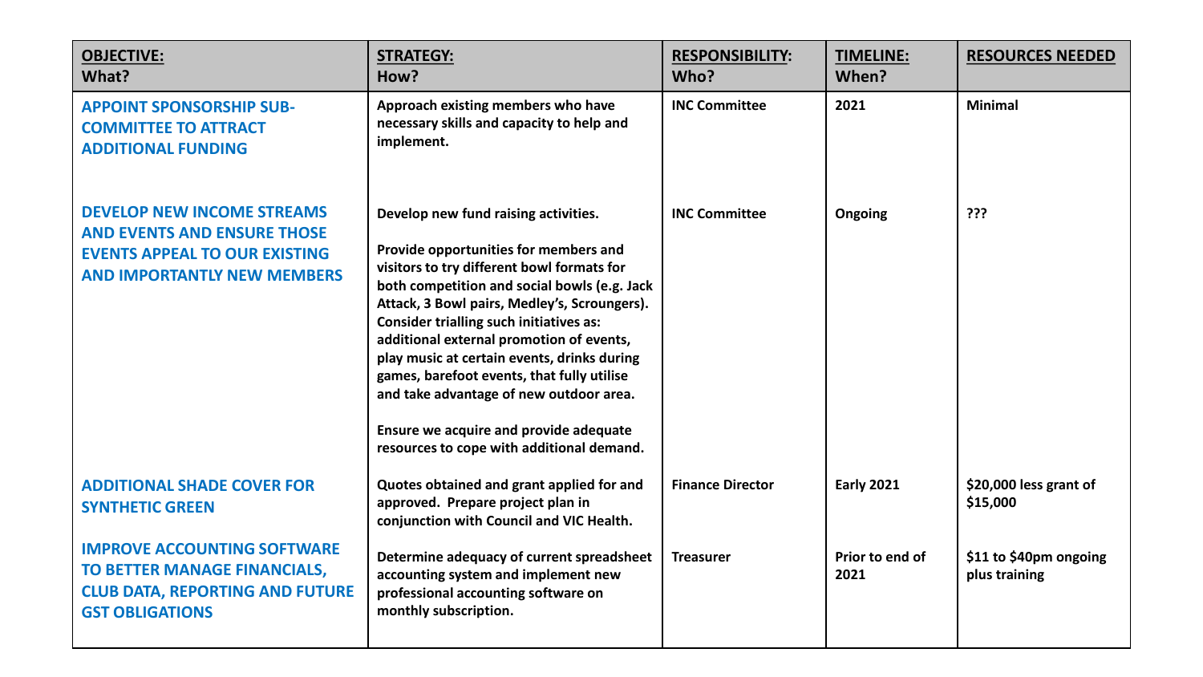| OBJECTIVE:<br>What? | STRATEGY:<br>How? | RESPONSIBILITY:<br>Who? | TIMELINE:<br>When? | RESOURCES NEEDED |
|---|---|---|---|---|
| **APPOINT SPONSORSHIP SUB-COMMITTEE TO ATTRACT ADDITIONAL FUNDING** | **Approach existing members who have necessary skills and capacity to help and implement.** | **INC Committee** | **2021** | **Minimal** |
| **DEVELOP NEW INCOME STREAMS AND EVENTS AND ENSURE THOSE EVENTS APPEAL TO OUR EXISTING AND IMPORTANTLY NEW MEMBERS** | **Develop new fund raising activities.**<br><br>**Provide opportunities for members and visitors to try different bowl formats for both competition and social bowls (e.g. Jack Attack, 3 Bowl pairs, Medley's, Scroungers). Consider trialling such initiatives as: additional external promotion of events, play music at certain events, drinks during games, barefoot events, that fully utilise and take advantage of new outdoor area.**<br><br>**Ensure we acquire and provide adequate resources to cope with additional demand.** | **INC Committee** | **Ongoing** | **???** |
| **ADDITIONAL SHADE COVER FOR SYNTHETIC GREEN** | **Quotes obtained and grant applied for and approved. Prepare project plan in conjunction with Council and VIC Health.** | **Finance Director** | **Early 2021** | **$20,000 less grant of $15,000** |
| **IMPROVE ACCOUNTING SOFTWARE TO BETTER MANAGE FINANCIALS, CLUB DATA, REPORTING AND FUTURE GST OBLIGATIONS** | **Determine adequacy of current spreadsheet accounting system and implement new professional accounting software on monthly subscription.** | **Treasurer** | **Prior to end of 2021** | **$11 to $40pm ongoing plus training** |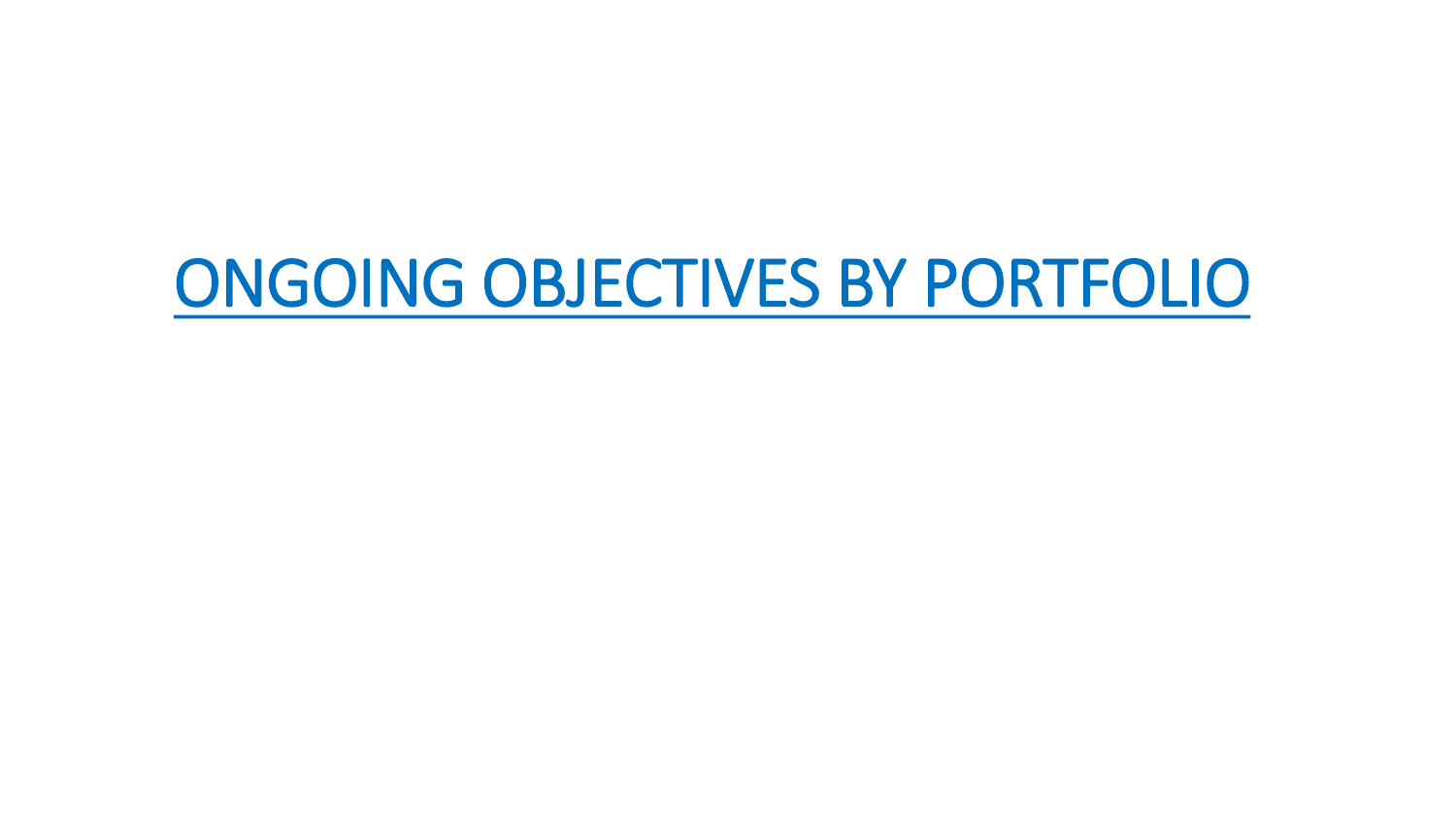# ONGOING OBJECTIVES BY PORTFOLIO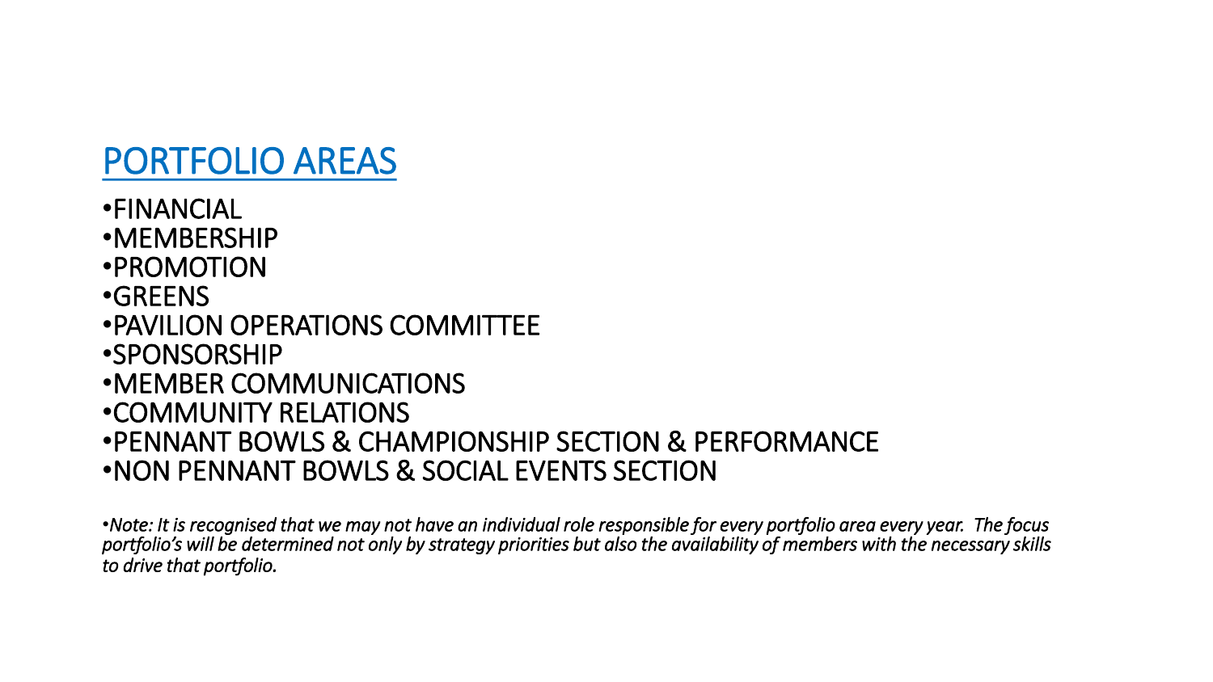## PORTFOLIO AREAS

- FINANCIAL
- MEMBERSHIP
- PROMOTION
- GREENS
- PAVILION OPERATIONS COMMITTEE
- SPONSORSHIP
- MEMBER COMMUNICATIONS
- COMMUNITY RELATIONS
- PENNANT BOWLS & CHAMPIONSHIP SECTION & PERFORMANCE
- NON PENNANT BOWLS & SOCIAL EVENTS SECTION

*•Note: It is recognised that we may not have an individual role responsible for every portfolio area every year. The focus portfolio's will be determined not only by strategy priorities but also the availability of members with the necessary skills to drive that portfolio.*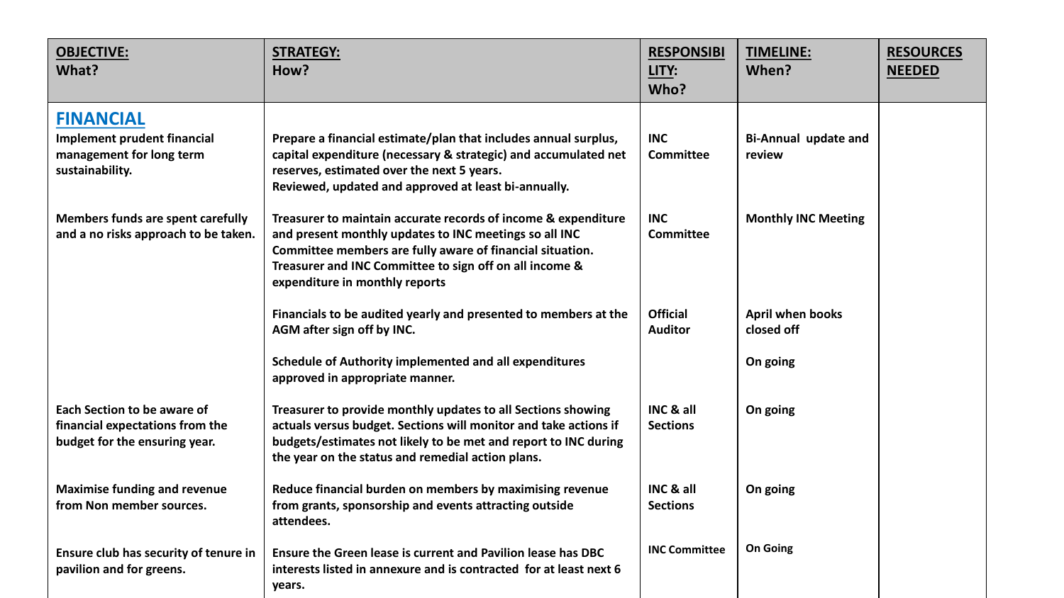| OBJECTIVE: What? | STRATEGY: How? | RESPONSIBILITY: Who? | TIMELINE: When? | RESOURCES NEEDED |
|---|---|---|---|---|
| **FINANCIAL** | | | | |
| Implement prudent financial management for long term sustainability. | Prepare a financial estimate/plan that includes annual surplus, capital expenditure (necessary & strategic) and accumulated net reserves, estimated over the next 5 years. Reviewed, updated and approved at least bi-annually. | INC Committee | Bi-Annual update and review | |
| Members funds are spent carefully and a no risks approach to be taken. | Treasurer to maintain accurate records of income & expenditure and present monthly updates to INC meetings so all INC Committee members are fully aware of financial situation. Treasurer and INC Committee to sign off on all income & expenditure in monthly reports | INC Committee | Monthly INC Meeting | |
| | Financials to be audited yearly and presented to members at the AGM after sign off by INC. | Official Auditor | April when books closed off | |
| | Schedule of Authority implemented and all expenditures approved in appropriate manner. | | On going | |
| Each Section to be aware of financial expectations from the budget for the ensuring year. | Treasurer to provide monthly updates to all Sections showing actuals versus budget. Sections will monitor and take actions if budgets/estimates not likely to be met and report to INC during the year on the status and remedial action plans. | INC & all Sections | On going | |
| Maximise funding and revenue from Non member sources. | Reduce financial burden on members by maximising revenue from grants, sponsorship and events attracting outside attendees. | INC & all Sections | On going | |
| Ensure club has security of tenure in pavilion and for greens. | Ensure the Green lease is current and Pavilion lease has DBC interests listed in annexure and is contracted for at least next 6 years. | INC Committee | On Going | |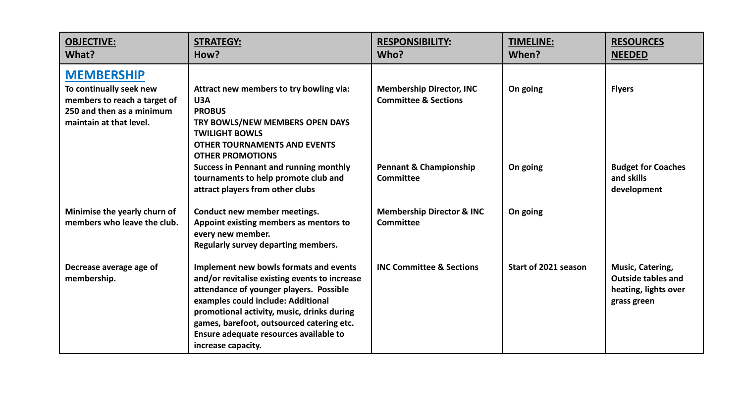| **OBJECTIVE:**<br>**What?** | **STRATEGY:**<br>**How?** | **RESPONSIBILITY:**<br>**Who?** | **TIMELINE:**<br>**When?** | **RESOURCES NEEDED** |
|---|---|---|---|---|
| **MEMBERSHIP**<br>**To continually seek new members to reach a target of 250 and then as a minimum maintain at that level.** | **Attract new members to try bowling via:**<br>**U3A**<br>**PROBUS**<br>**TRY BOWLS/NEW MEMBERS OPEN DAYS**<br>**TWILIGHT BOWLS**<br>**OTHER TOURNAMENTS AND EVENTS**<br>**OTHER PROMOTIONS** | **Membership Director, INC Committee & Sections** | **On going** | **Flyers** |
| | **Success in Pennant and running monthly tournaments to help promote club and attract players from other clubs** | **Pennant & Championship Committee** | **On going** | **Budget for Coaches and skills development** |
| **Minimise the yearly churn of members who leave the club.** | **Conduct new member meetings.**<br>**Appoint existing members as mentors to every new member.**<br>**Regularly survey departing members.** | **Membership Director & INC Committee** | **On going** | |
| **Decrease average age of membership.** | **Implement new bowls formats and events and/or revitalise existing events to increase attendance of younger players. Possible examples could include: Additional promotional activity, music, drinks during games, barefoot, outsourced catering etc.**<br>**Ensure adequate resources available to increase capacity.** | **INC Committee & Sections** | **Start of 2021 season** | **Music, Catering, Outside tables and heating, lights over grass green** |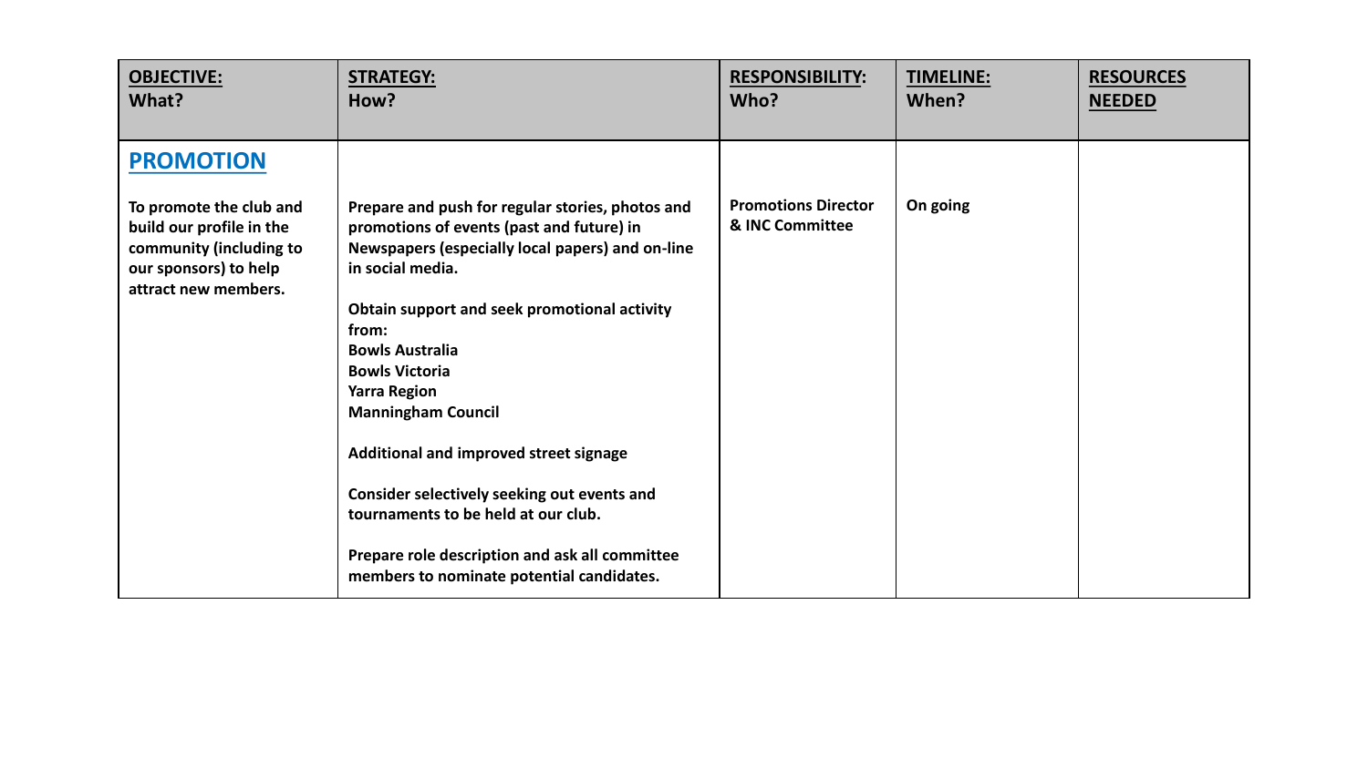| OBJECTIVE: What? | STRATEGY: How? | RESPONSIBILITY: Who? | TIMELINE: When? | RESOURCES NEEDED |
|---|---|---|---|---|
| **PROMOTION** | | | | |
| To promote the club and build our profile in the community (including to our sponsors) to help attract new members. | Prepare and push for regular stories, photos and promotions of events (past and future) in Newspapers (especially local papers) and on-line in social media.<br><br>Obtain support and seek promotional activity from:<br>Bowls Australia<br>Bowls Victoria<br>Yarra Region<br>Manningham Council<br><br>Additional and improved street signage<br><br>Consider selectively seeking out events and tournaments to be held at our club.<br><br>Prepare role description and ask all committee members to nominate potential candidates. | Promotions Director & INC Committee | On going | |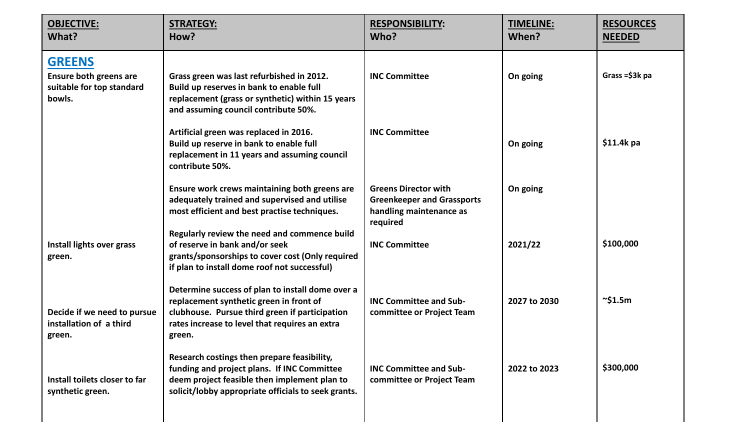| OBJECTIVE: What? | STRATEGY: How? | RESPONSIBILITY: Who? | TIMELINE: When? | RESOURCES NEEDED |
|---|---|---|---|---|
| **GREENS** | | | | |
| Ensure both greens are suitable for top standard bowls. | Grass green was last refurbished in 2012. Build up reserves in bank to enable full replacement (grass or synthetic) within 15 years and assuming council contribute 50%. | INC Committee | On going | Grass =$3k pa |
| | Artificial green was replaced in 2016. Build up reserve in bank to enable full replacement in 11 years and assuming council contribute 50%. | INC Committee | On going | $11.4k pa |
| | Ensure work crews maintaining both greens are adequately trained and supervised and utilise most efficient and best practise techniques. | Greens Director with Greenkeeper and Grassports handling maintenance as required | On going | |
| Install lights over grass green. | Regularly review the need and commence build of reserve in bank and/or seek grants/sponsorships to cover cost (Only required if plan to install dome roof not successful) | INC Committee | 2021/22 | $100,000 |
| Decide if we need to pursue installation of a third green. | Determine success of plan to install dome over a replacement synthetic green in front of clubhouse. Pursue third green if participation rates increase to level that requires an extra green. | INC Committee and Sub-committee or Project Team | 2027 to 2030 | ~$1.5m |
| Install toilets closer to far synthetic green. | Research costings then prepare feasibility, funding and project plans. If INC Committee deem project feasible then implement plan to solicit/lobby appropriate officials to seek grants. | INC Committee and Sub-committee or Project Team | 2022 to 2023 | $300,000 |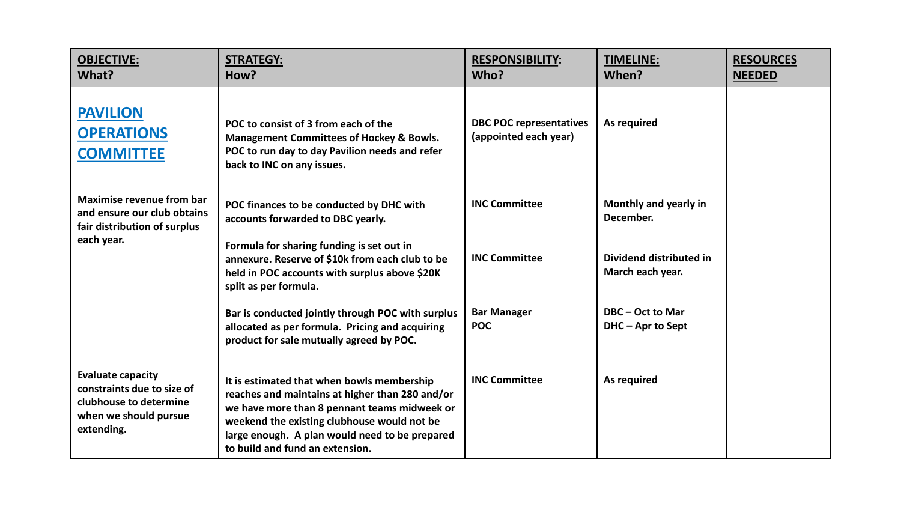| **OBJECTIVE:** **What?** | **STRATEGY:** **How?** | **RESPONSIBILITY:** **Who?** | **TIMELINE:** **When?** | **RESOURCES NEEDED** |
|---|---|---|---|---|
| **PAVILION OPERATIONS COMMITTEE** | **POC to consist of 3 from each of the Management Committees of Hockey & Bowls. POC to run day to day Pavilion needs and refer back to INC on any issues.** | **DBC POC representatives (appointed each year)** | **As required** | |
| **Maximise revenue from bar and ensure our club obtains fair distribution of surplus each year.** | **POC finances to be conducted by DHC with accounts forwarded to DBC yearly.** | **INC Committee** | **Monthly and yearly in December.** | |
| | **Formula for sharing funding is set out in annexure. Reserve of $10k from each club to be held in POC accounts with surplus above $20K split as per formula.** | **INC Committee** | **Dividend distributed in March each year.** | |
| | **Bar is conducted jointly through POC with surplus allocated as per formula. Pricing and acquiring product for sale mutually agreed by POC.** | **Bar Manager POC** | **DBC – Oct to Mar DHC – Apr to Sept** | |
| **Evaluate capacity constraints due to size of clubhouse to determine when we should pursue extending.** | **It is estimated that when bowls membership reaches and maintains at higher than 280 and/or we have more than 8 pennant teams midweek or weekend the existing clubhouse would not be large enough. A plan would need to be prepared to build and fund an extension.** | **INC Committee** | **As required** | |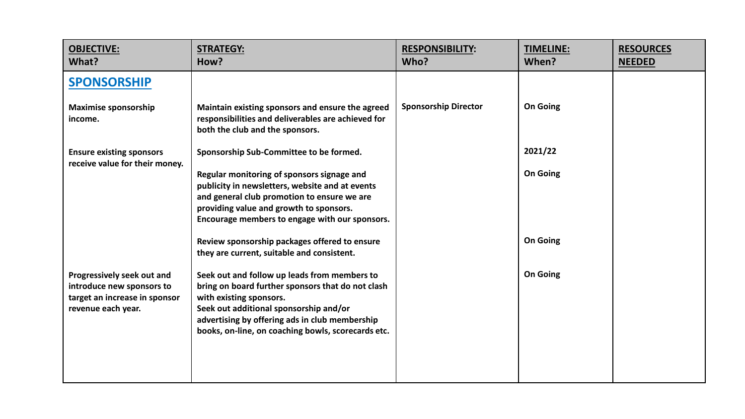| OBJECTIVE: What? | STRATEGY: How? | RESPONSIBILITY: Who? | TIMELINE: When? | RESOURCES NEEDED |
|---|---|---|---|---|
| **SPONSORSHIP** | | | | |
| **Maximise sponsorship income.** | **Maintain existing sponsors and ensure the agreed responsibilities and deliverables are achieved for both the club and the sponsors.** | **Sponsorship Director** | **On Going** | |
| **Ensure existing sponsors receive value for their money.** | **Sponsorship Sub-Committee to be formed.** | | **2021/22** | |
| | **Regular monitoring of sponsors signage and publicity in newsletters, website and at events and general club promotion to ensure we are providing value and growth to sponsors. Encourage members to engage with our sponsors.** | | **On Going** | |
| | **Review sponsorship packages offered to ensure they are current, suitable and consistent.** | | **On Going** | |
| **Progressively seek out and introduce new sponsors to target an increase in sponsor revenue each year.** | **Seek out and follow up leads from members to bring on board further sponsors that do not clash with existing sponsors. Seek out additional sponsorship and/or advertising by offering ads in club membership books, on-line, on coaching bowls, scorecards etc.** | | **On Going** | |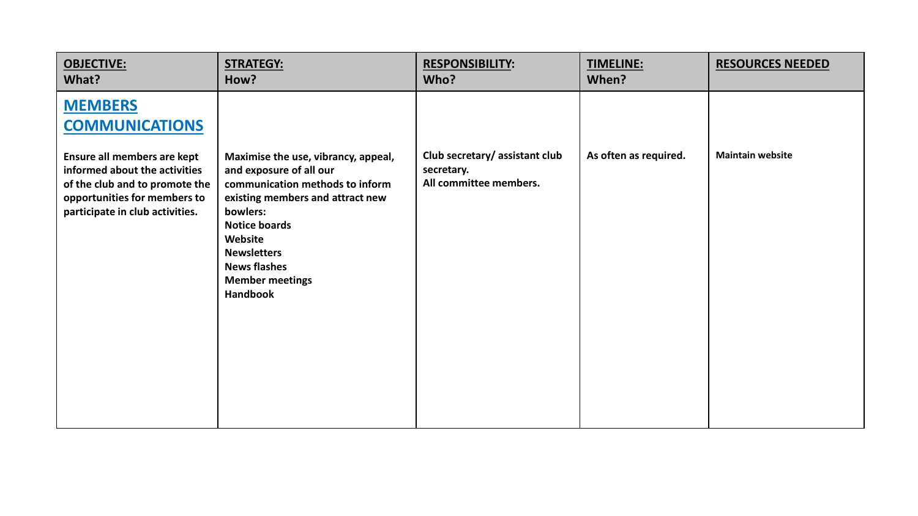| **OBJECTIVE:** What? | **STRATEGY:** How? | **RESPONSIBILITY:** Who? | **TIMELINE:** When? | **RESOURCES NEEDED** |
|---|---|---|---|---|
| **MEMBERS COMMUNICATIONS**<br><br>**Ensure all members are kept informed about the activities of the club and to promote the opportunities for members to participate in club activities.** | **Maximise the use, vibrancy, appeal, and exposure of all our communication methods to inform existing members and attract new bowlers:**<br>**Notice boards**<br>**Website**<br>**Newsletters**<br>**News flashes**<br>**Member meetings**<br>**Handbook** | **Club secretary/ assistant club secretary.**<br>**All committee members.** | **As often as required.** | **Maintain website** |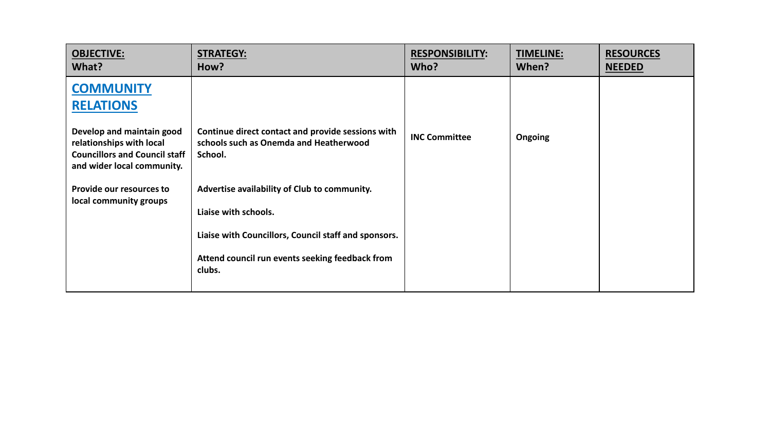| OBJECTIVE: What? | STRATEGY: How? | RESPONSIBILITY: Who? | TIMELINE: When? | RESOURCES NEEDED |
|---|---|---|---|---|
| **COMMUNITY RELATIONS** | | | | |
| Develop and maintain good relationships with local Councillors and Council staff and wider local community. | Continue direct contact and provide sessions with schools such as Onemda and Heatherwood School. | INC Committee | Ongoing | |
| Provide our resources to local community groups | Advertise availability of Club to community.<br><br>Liaise with schools.<br><br>Liaise with Councillors, Council staff and sponsors.<br><br>Attend council run events seeking feedback from clubs. | | | |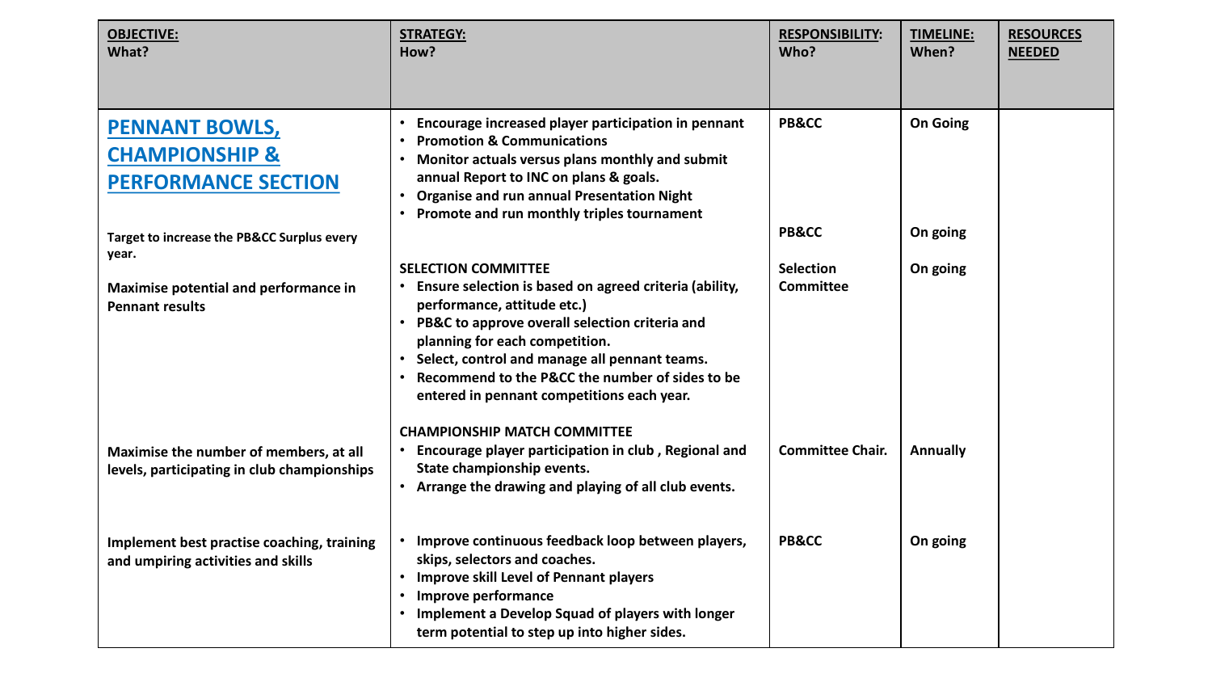| **OBJECTIVE:** What? | **STRATEGY:** How? | **RESPONSIBILITY:** Who? | **TIMELINE:** When? | **RESOURCES NEEDED** |
|---|---|---|---|---|
| **PENNANT BOWLS, CHAMPIONSHIP & PERFORMANCE SECTION** | • Encourage increased player participation in pennant<br>• Promotion & Communications<br>• Monitor actuals versus plans monthly and submit annual Report to INC on plans & goals.<br>• Organise and run annual Presentation Night<br>• Promote and run monthly triples tournament | PB&CC | On Going | |
| Target to increase the PB&CC Surplus every year. | | PB&CC | On going | |
| Maximise potential and performance in Pennant results | **SELECTION COMMITTEE**<br>• Ensure selection is based on agreed criteria (ability, performance, attitude etc.)<br>• PB&C to approve overall selection criteria and planning for each competition.<br>• Select, control and manage all pennant teams.<br>• Recommend to the P&CC the number of sides to be entered in pennant competitions each year. | Selection Committee | On going | |
| Maximise the number of members, at all levels, participating in club championships | **CHAMPIONSHIP MATCH COMMITTEE**<br>• Encourage player participation in club , Regional and State championship events.<br>• Arrange the drawing and playing of all club events. | Committee Chair. | Annually | |
| Implement best practise coaching, training and umpiring activities and skills | • Improve continuous feedback loop between players, skips, selectors and coaches.<br>• Improve skill Level of Pennant players<br>• Improve performance<br>• Implement a Develop Squad of players with longer term potential to step up into higher sides. | PB&CC | On going | |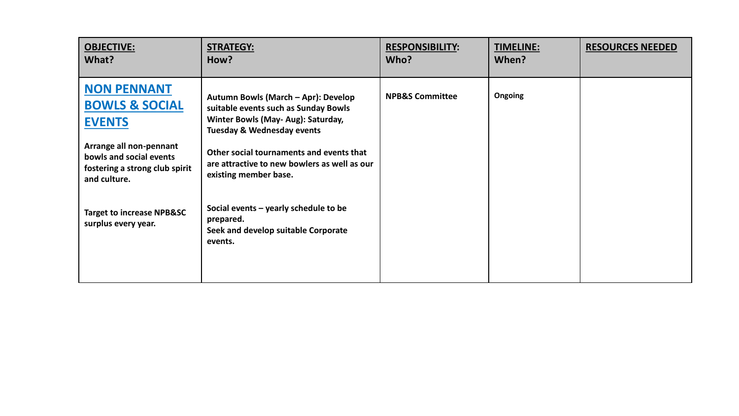| **OBJECTIVE:** **What?** | **STRATEGY:** **How?** | **RESPONSIBILITY:** **Who?** | **TIMELINE:** **When?** | **RESOURCES NEEDED** |
|---|---|---|---|---|
| **NON PENNANT BOWLS & SOCIAL EVENTS**<br><br>**Arrange all non-pennant bowls and social events fostering a strong club spirit and culture.**<br><br>**Target to increase NPB&SC surplus every year.** | **Autumn Bowls (March – Apr): Develop suitable events such as Sunday Bowls Winter Bowls (May- Aug): Saturday, Tuesday & Wednesday events**<br><br>**Other social tournaments and events that are attractive to new bowlers as well as our existing member base.**<br><br>**Social events – yearly schedule to be prepared.**<br>**Seek and develop suitable Corporate events.** | **NPB&S Committee** | **Ongoing** | |